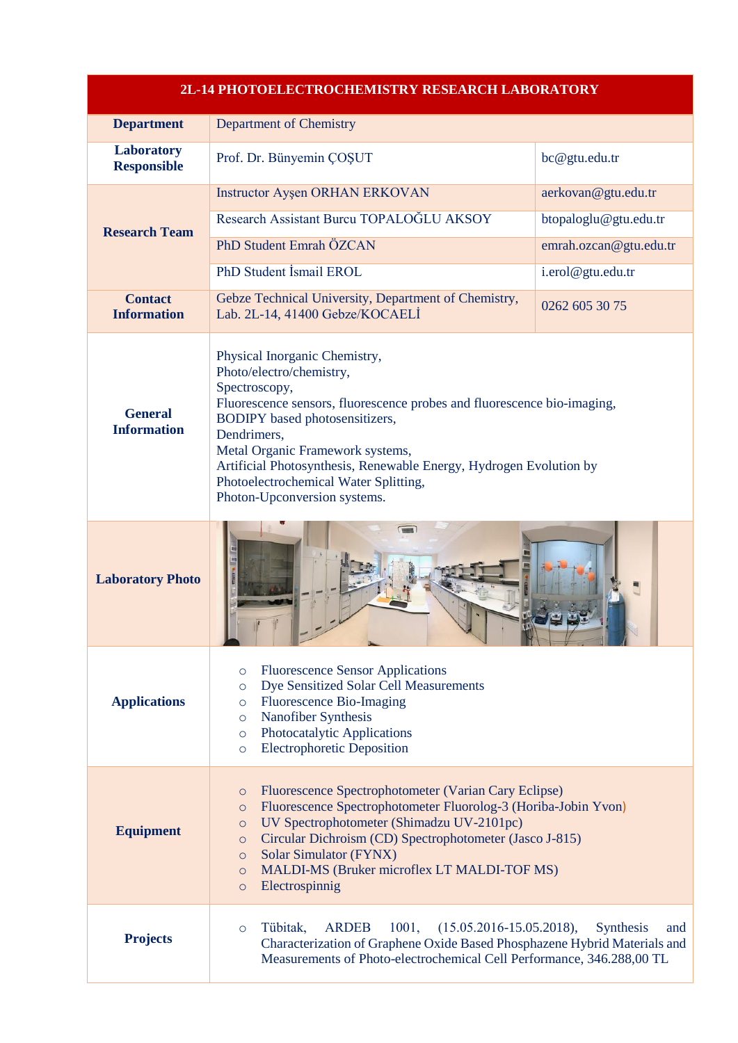# 2L-14 PHOTOELECTROCHEMISTRY RESEARCH LABORATORY

| | | |
|---|---|---|
| **Department** | Department of Chemistry | |
| **Laboratory Responsible** | Prof. Dr. Bünyemin ÇOŞUT | bc@gtu.edu.tr |
| **Research Team** | Instructor Ayşen ORHAN ERKOVAN | aerkovan@gtu.edu.tr |
| | Research Assistant Burcu TOPALOĞLU AKSOY | btopaloglu@gtu.edu.tr |
| | PhD Student Emrah ÖZCAN | emrah.ozcan@gtu.edu.tr |
| | PhD Student İsmail EROL | i.erol@gtu.edu.tr |
| **Contact Information** | Gebze Technical University, Department of Chemistry, Lab. 2L-14, 41400 Gebze/KOCAELİ | 0262 605 30 75 |
| **General Information** | Physical Inorganic Chemistry,<br>Photo/electro/chemistry,<br>Spectroscopy,<br>Fluorescence sensors, fluorescence probes and fluorescence bio-imaging,<br>BODIPY based photosensitizers,<br>Dendrimers,<br>Metal Organic Framework systems,<br>Artificial Photosynthesis, Renewable Energy, Hydrogen Evolution by Photoelectrochemical Water Splitting,<br>Photon-Upconversion systems. | |
| **Laboratory Photo** | | |
| **Applications** | ○ Fluorescence Sensor Applications<br>○ Dye Sensitized Solar Cell Measurements<br>○ Fluorescence Bio-Imaging<br>○ Nanofiber Synthesis<br>○ Photocatalytic Applications<br>○ Electrophoretic Deposition | |
| **Equipment** | ○ Fluorescence Spectrophotometer (Varian Cary Eclipse)<br>○ Fluorescence Spectrophotometer Fluorolog-3 (Horiba-Jobin Yvon)<br>○ UV Spectrophotometer (Shimadzu UV-2101pc)<br>○ Circular Dichroism (CD) Spectrophotometer (Jasco J-815)<br>○ Solar Simulator (FYNX)<br>○ MALDI-MS (Bruker microflex LT MALDI-TOF MS)<br>○ Electrospinnig | |
| **Projects** | ○ Tübitak, ARDEB 1001, (15.05.2016-15.05.2018), Synthesis and Characterization of Graphene Oxide Based Phosphazene Hybrid Materials and Measurements of Photo-electrochemical Cell Performance, 346.288,00 TL | |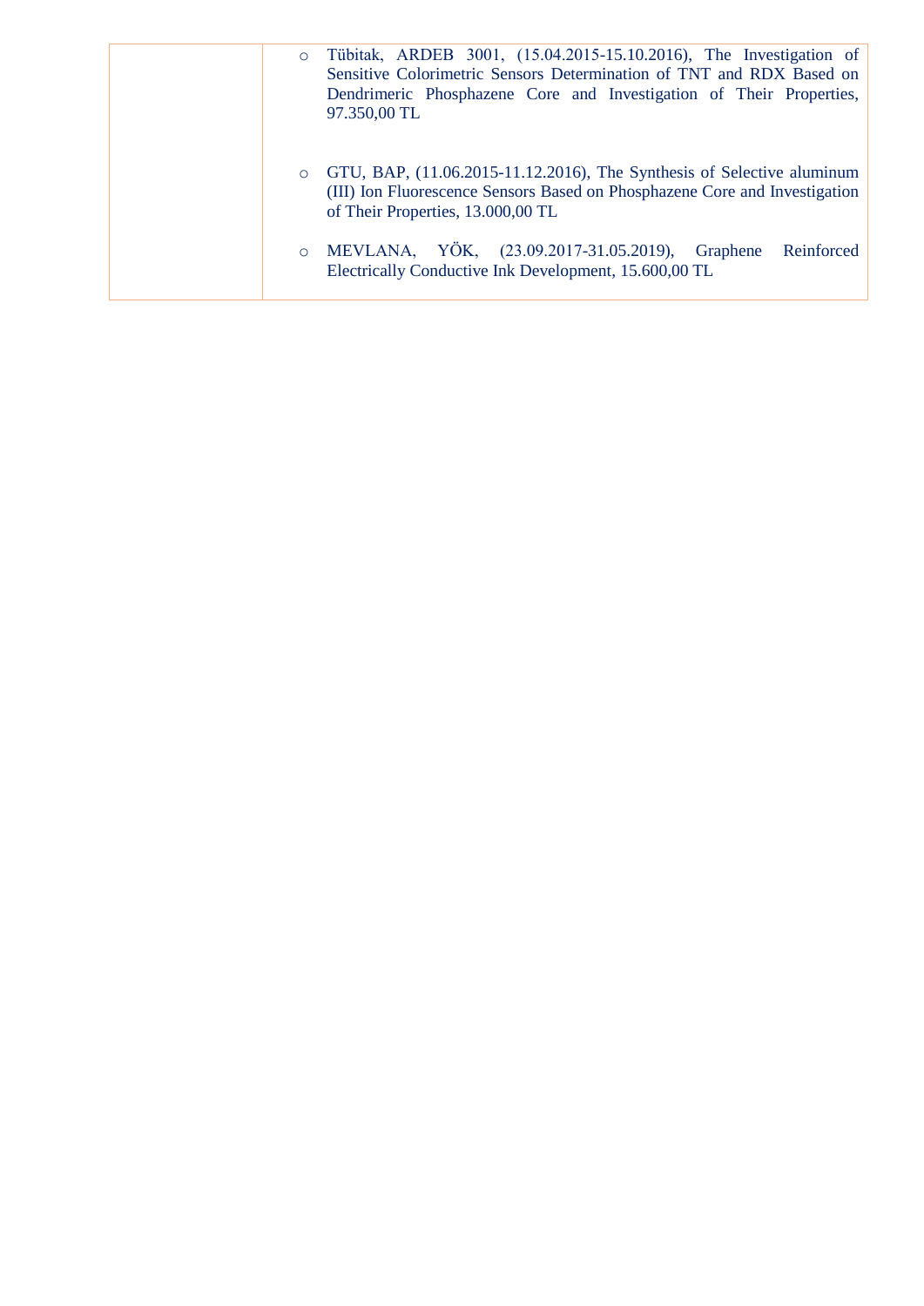| | |
|---|---|
| | <ul><li>Tübitak, ARDEB 3001, (15.04.2015-15.10.2016), The Investigation of Sensitive Colorimetric Sensors Determination of TNT and RDX Based on Dendrimeric Phosphazene Core and Investigation of Their Properties, 97.350,00 TL</li><li>GTU, BAP, (11.06.2015-11.12.2016), The Synthesis of Selective aluminum (III) Ion Fluorescence Sensors Based on Phosphazene Core and Investigation of Their Properties, 13.000,00 TL</li><li>MEVLANA, YÖK, (23.09.2017-31.05.2019), Graphene Reinforced Electrically Conductive Ink Development, 15.600,00 TL</li></ul> |